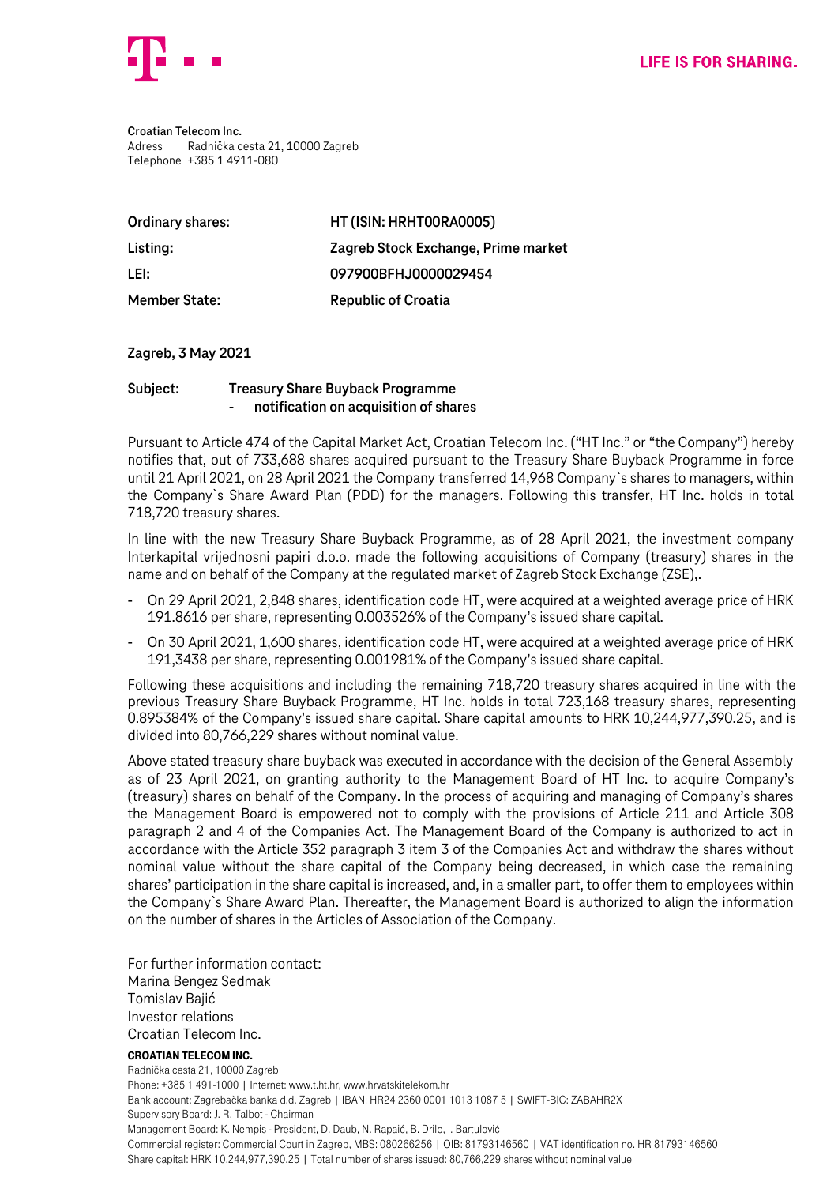**Croatian Telecom Inc.**
Adress Radnička cesta 21, 10000 Zagreb
Telephone +385 1 4911-080

| | |
|---|---|
| **Ordinary shares:** | **HT (ISIN: HRHT00RA0005)** |
| **Listing:** | **Zagreb Stock Exchange, Prime market** |
| **LEI:** | **097900BFHJ0000029454** |
| **Member State:** | **Republic of Croatia** |

**Zagreb, 3 May 2021**

**Subject: Treasury Share Buyback Programme**
**- notification on acquisition of shares**

Pursuant to Article 474 of the Capital Market Act, Croatian Telecom Inc. ("HT Inc." or "the Company") hereby notifies that, out of 733,688 shares acquired pursuant to the Treasury Share Buyback Programme in force until 21 April 2021, on 28 April 2021 the Company transferred 14,968 Company`s shares to managers, within the Company`s Share Award Plan (PDD) for the managers. Following this transfer, HT Inc. holds in total 718,720 treasury shares.

In line with the new Treasury Share Buyback Programme, as of 28 April 2021, the investment company Interkapital vrijednosni papiri d.o.o. made the following acquisitions of Company (treasury) shares in the name and on behalf of the Company at the regulated market of Zagreb Stock Exchange (ZSE),.

- On 29 April 2021, 2,848 shares, identification code HT, were acquired at a weighted average price of HRK 191.8616 per share, representing 0.003526% of the Company's issued share capital.
- On 30 April 2021, 1,600 shares, identification code HT, were acquired at a weighted average price of HRK 191,3438 per share, representing 0.001981% of the Company's issued share capital.

Following these acquisitions and including the remaining 718,720 treasury shares acquired in line with the previous Treasury Share Buyback Programme, HT Inc. holds in total 723,168 treasury shares, representing 0.895384% of the Company's issued share capital. Share capital amounts to HRK 10,244,977,390.25, and is divided into 80,766,229 shares without nominal value.

Above stated treasury share buyback was executed in accordance with the decision of the General Assembly as of 23 April 2021, on granting authority to the Management Board of HT Inc. to acquire Company's (treasury) shares on behalf of the Company. In the process of acquiring and managing of Company's shares the Management Board is empowered not to comply with the provisions of Article 211 and Article 308 paragraph 2 and 4 of the Companies Act. The Management Board of the Company is authorized to act in accordance with the Article 352 paragraph 3 item 3 of the Companies Act and withdraw the shares without nominal value without the share capital of the Company being decreased, in which case the remaining shares' participation in the share capital is increased, and, in a smaller part, to offer them to employees within the Company`s Share Award Plan. Thereafter, the Management Board is authorized to align the information on the number of shares in the Articles of Association of the Company.

For further information contact:
Marina Bengez Sedmak
Tomislav Bajić
Investor relations
Croatian Telecom Inc.

**CROATIAN TELECOM INC.**
Radnička cesta 21, 10000 Zagreb
Phone: +385 1 491-1000 | Internet: www.t.ht.hr, www.hrvatskitelekom.hr
Bank account: Zagrebačka banka d.d. Zagreb | IBAN: HR24 2360 0001 1013 1087 5 | SWIFT-BIC: ZABAHR2X
Supervisory Board: J. R. Talbot - Chairman
Management Board: K. Nempis - President, D. Daub, N. Rapaić, B. Drilo, I. Bartulović
Commercial register: Commercial Court in Zagreb, MBS: 080266256 | OIB: 81793146560 | VAT identification no. HR 81793146560
Share capital: HRK 10,244,977,390.25 | Total number of shares issued: 80,766,229 shares without nominal value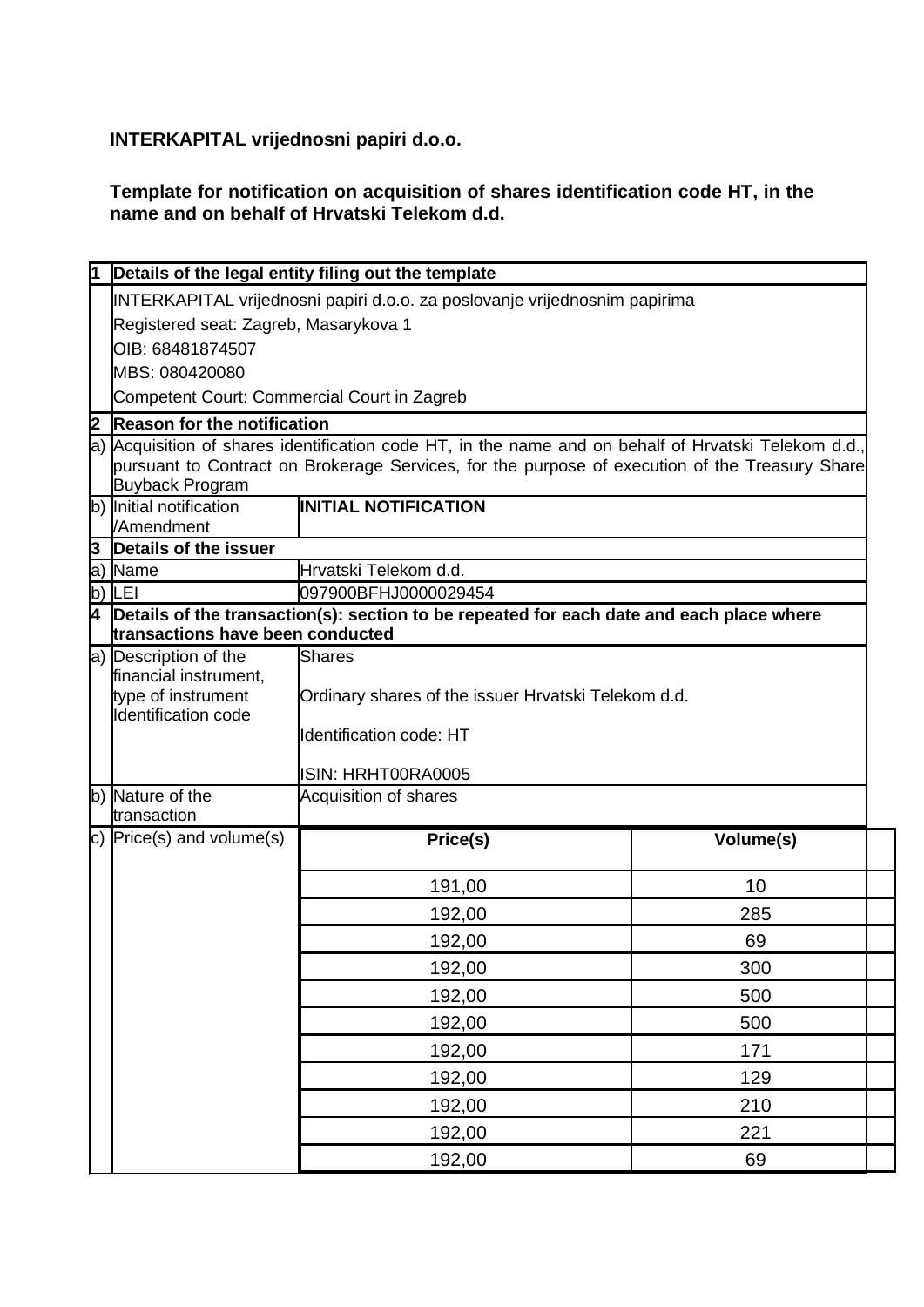**INTERKAPITAL vrijednosni papiri d.o.o.**

**Template for notification on acquisition of shares identification code HT, in the name and on behalf of Hrvatski Telekom d.d.**

| | | | |
|---|---|---|---|
| **1** | **Details of the legal entity filing out the template** | | |
| | INTERKAPITAL vrijednosni papiri d.o.o. za poslovanje vrijednosnim papirima<br>Registered seat: Zagreb, Masarykova 1<br>OIB: 68481874507<br>MBS: 080420080<br>Competent Court: Commercial Court in Zagreb | | |
| **2** | **Reason for the notification** | | |
| a) | Acquisition of shares identification code HT, in the name and on behalf of Hrvatski Telekom d.d., pursuant to Contract on Brokerage Services, for the purpose of execution of the Treasury Share Buyback Program | | |
| b) | Initial notification /Amendment | **INITIAL NOTIFICATION** | |
| **3** | **Details of the issuer** | | |
| a) | Name | Hrvatski Telekom d.d. | |
| b) | LEI | 097900BFHJ0000029454 | |
| **4** | **Details of the transaction(s): section to be repeated for each date and each place where transactions have been conducted** | | |
| a) | Description of the financial instrument, type of instrument Identification code | Shares<br>Ordinary shares of the issuer Hrvatski Telekom d.d.<br>Identification code: HT<br>ISIN: HRHT00RA0005 | |
| b) | Nature of the transaction | Acquisition of shares | |
| c) | Price(s) and volume(s) | **Price(s)** | **Volume(s)** |
| | | 191,00 | 10 |
| | | 192,00 | 285 |
| | | 192,00 | 69 |
| | | 192,00 | 300 |
| | | 192,00 | 500 |
| | | 192,00 | 500 |
| | | 192,00 | 171 |
| | | 192,00 | 129 |
| | | 192,00 | 210 |
| | | 192,00 | 221 |
| | | 192,00 | 69 |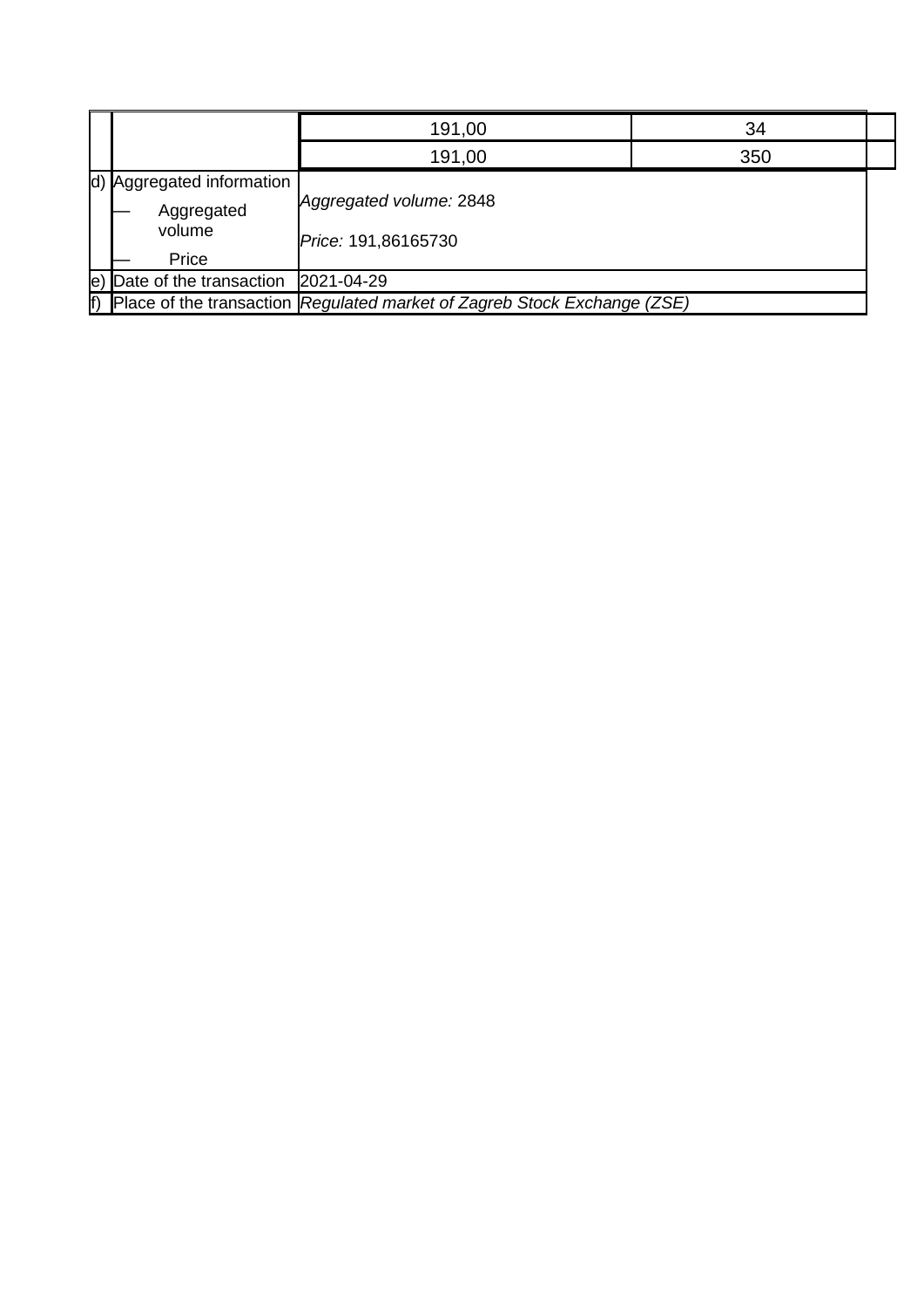| | | | |
|---|---|---|---|
| | | 191,00 | 34 |
| | | 191,00 | 350 |
| d) | Aggregated information<br>— Aggregated volume<br>— Price | *Aggregated volume:* 2848<br><br>*Price:* 191,86165730 | |
| e) | Date of the transaction | 2021-04-29 | |
| f) | Place of the transaction | *Regulated market of Zagreb Stock Exchange (ZSE)* | |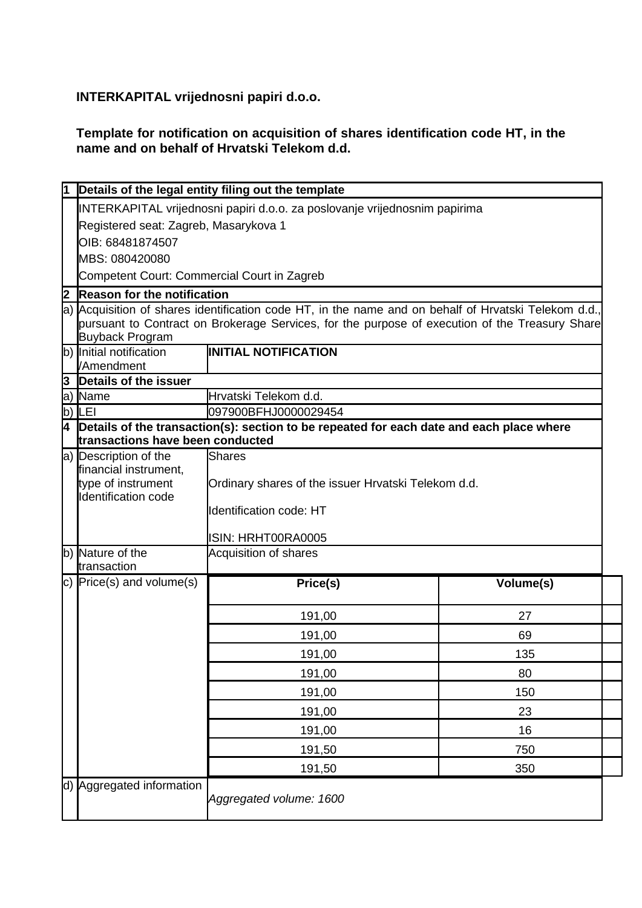**INTERKAPITAL vrijednosni papiri d.o.o.**

**Template for notification on acquisition of shares identification code HT, in the name and on behalf of Hrvatski Telekom d.d.**

| | | | |
|---|---|---|---|
| **1** | **Details of the legal entity filing out the template** | | |
| | INTERKAPITAL vrijednosni papiri d.o.o. za poslovanje vrijednosnim papirima<br>Registered seat: Zagreb, Masarykova 1<br>OIB: 68481874507<br>MBS: 080420080<br>Competent Court: Commercial Court in Zagreb | | |
| **2** | **Reason for the notification** | | |
| a) | Acquisition of shares identification code HT, in the name and on behalf of Hrvatski Telekom d.d., pursuant to Contract on Brokerage Services, for the purpose of execution of the Treasury Share Buyback Program | | |
| b) | Initial notification /Amendment | **INITIAL NOTIFICATION** | |
| **3** | **Details of the issuer** | | |
| a) | Name | Hrvatski Telekom d.d. | |
| b) | LEI | 097900BFHJ0000029454 | |
| **4** | **Details of the transaction(s): section to be repeated for each date and each place where transactions have been conducted** | | |
| a) | Description of the financial instrument, type of instrument Identification code | Shares<br>Ordinary shares of the issuer Hrvatski Telekom d.d.<br>Identification code: HT<br>ISIN: HRHT00RA0005 | |
| b) | Nature of the transaction | Acquisition of shares | |
| c) | Price(s) and volume(s) | **Price(s)** | **Volume(s)** |
| | | 191,00 | 27 |
| | | 191,00 | 69 |
| | | 191,00 | 135 |
| | | 191,00 | 80 |
| | | 191,00 | 150 |
| | | 191,00 | 23 |
| | | 191,00 | 16 |
| | | 191,50 | 750 |
| | | 191,50 | 350 |
| d) | Aggregated information | *Aggregated volume: 1600* | |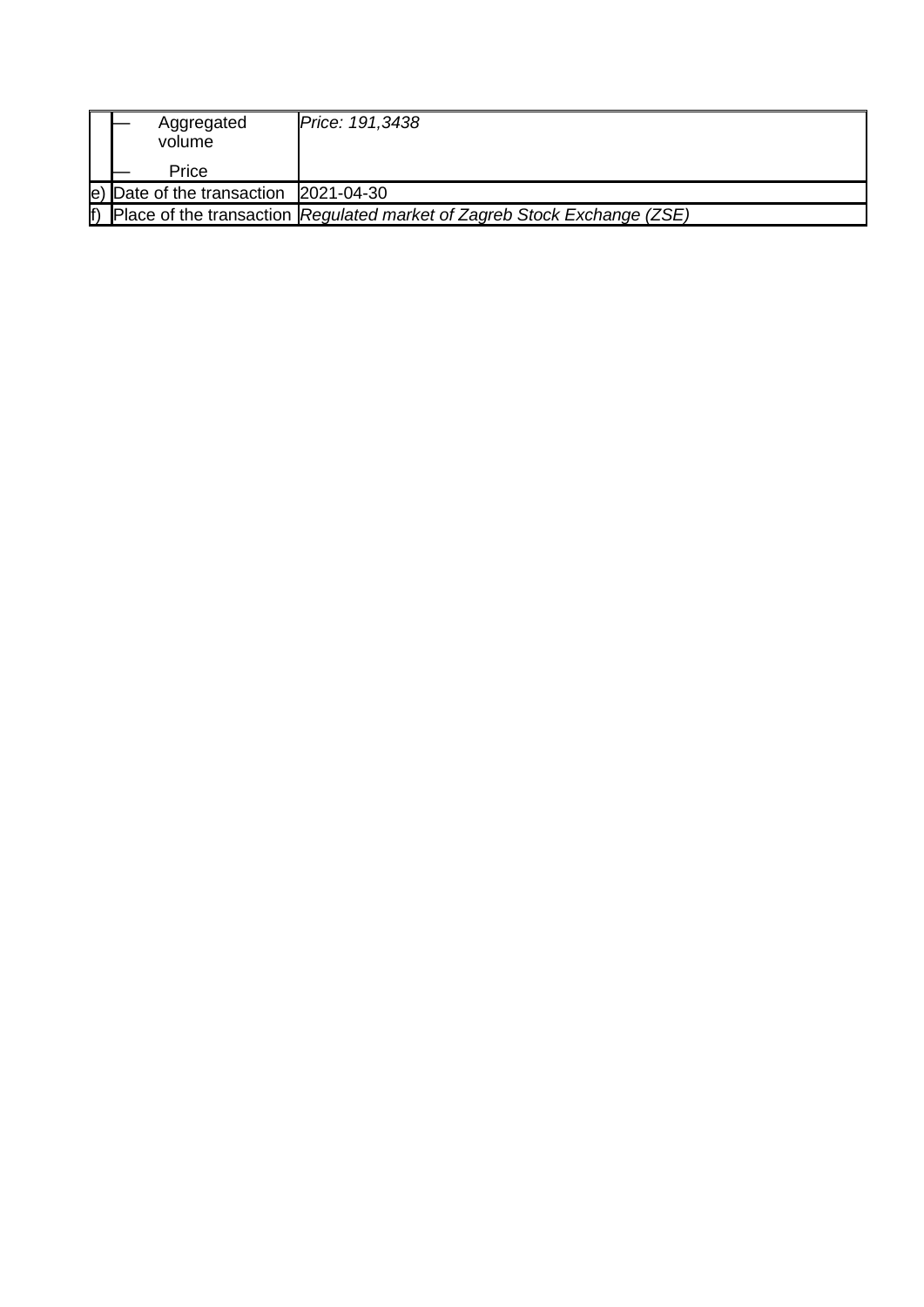| | | |
|---|---|---|
| | — Aggregated volume<br>— Price | *Price: 191,3438* |
| e) | Date of the transaction | 2021-04-30 |
| f) | Place of the transaction | *Regulated market of Zagreb Stock Exchange (ZSE)* |